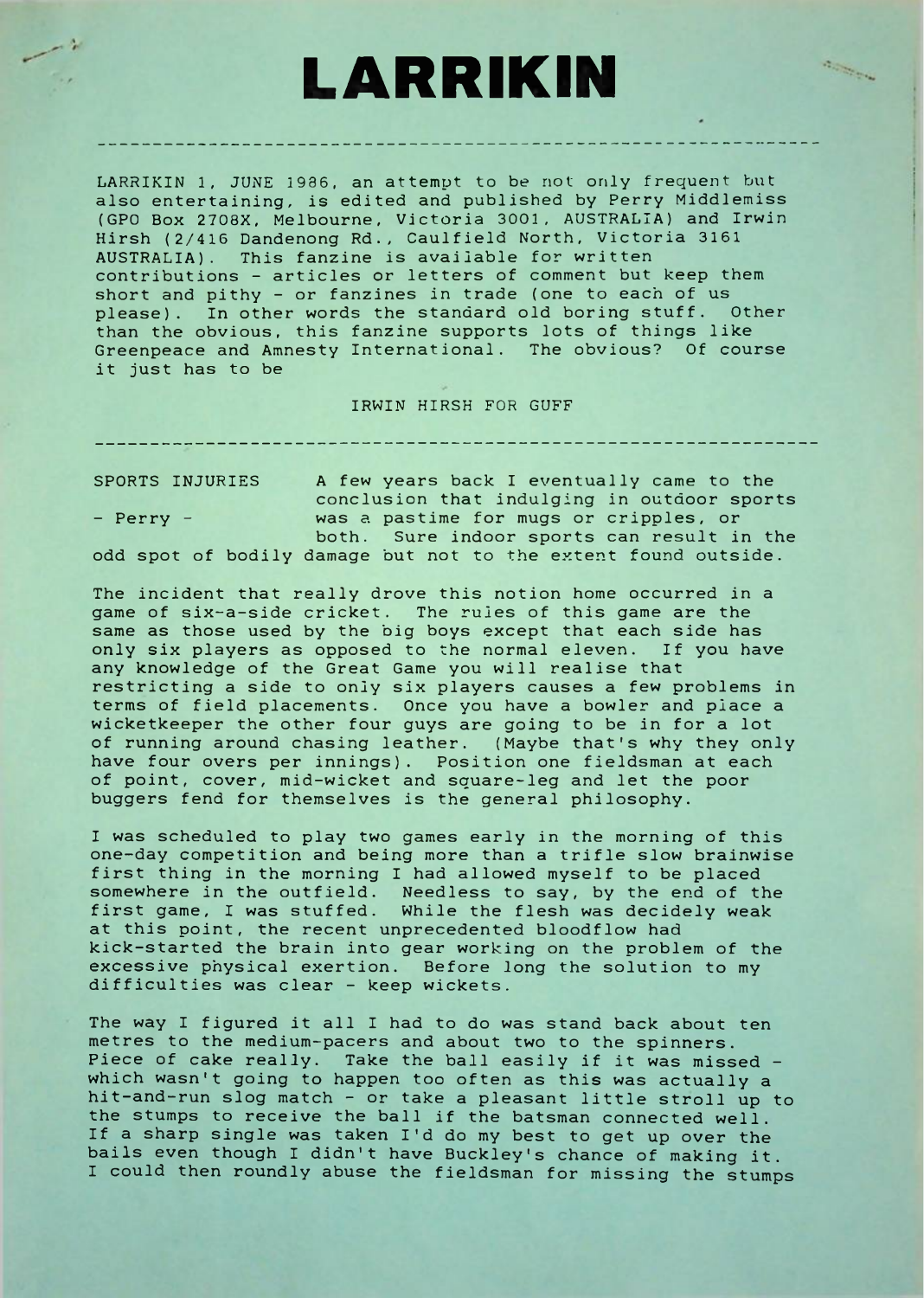# LARRIKIN

---

LARRIKIN 1, JUNE 1986, an attempt to be not only frequent but also entertaining, is edited and published by Perry Middlemiss (GPO Box 2708X, Melbourne, Victoria 3001, AUSTRALIA) and Irwin Hirsh (2/416 Dandenong Rd., Caulfield North, Victoria 3161 AUSTRALIA). This fanzine is available for written contributions - articles or letters of comment but keep them short and pithy - or fanzines in trade (one to each of us please). In other words the standard old boring stuff. Other than the obvious, this fanzine supports lots of things like Greenpeace and Amnesty International. The obvious? Of course it just has to be

IRWIN HIRSH FOR GUFF

---

SPORTS INJURIES

- Perry -

A few years back I eventually came to the conclusion that indulging in outdoor sports was a pastime for mugs or cripples, or both. Sure indoor sports can result in the odd spot of bodily damage but not to the extent found outside.

The incident that really drove this notion home occurred in a game of six-a-side cricket. The rules of this game are the same as those used by the big boys except that each side has only six players as opposed to the normal eleven. If you have any knowledge of the Great Game you will realise that restricting a side to only six players causes a few problems in terms of field placements. Once you have a bowler and place a wicketkeeper the other four guys are going to be in for a lot of running around chasing leather. (Maybe that's why they only have four overs per innings). Position one fieldsman at each of point, cover, mid-wicket and square-leg and let the poor buggers fend for themselves is the general philosophy.

I was scheduled to play two games early in the morning of this one-day competition and being more than a trifle slow brainwise first thing in the morning I had allowed myself to be placed somewhere in the outfield. Needless to say, by the end of the first game, I was stuffed. While the flesh was decidely weak at this point, the recent unprecedented bloodflow had kick-started the brain into gear working on the problem of the excessive physical exertion. Before long the solution to my difficulties was clear - keep wickets.

The way I figured it all I had to do was stand back about ten metres to the medium-pacers and about two to the spinners. Piece of cake really. Take the ball easily if it was missed - which wasn't going to happen too often as this was actually a hit-and-run slog match - or take a pleasant little stroll up to the stumps to receive the ball if the batsman connected well. If a sharp single was taken I'd do my best to get up over the bails even though I didn't have Buckley's chance of making it. I could then roundly abuse the fieldsman for missing the stumps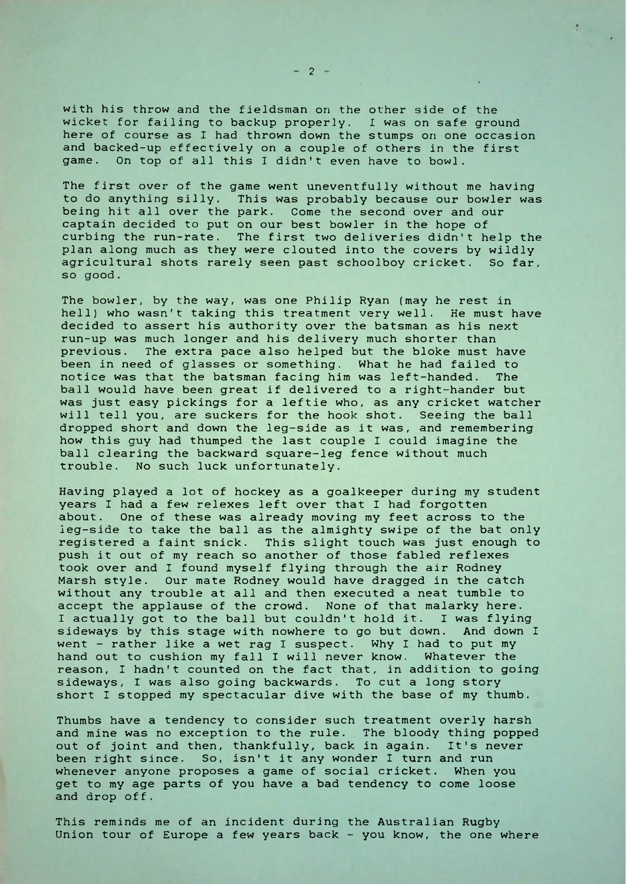with his throw and the fieldsman on the other side of the wicket for failing to backup properly. I was on safe ground here of course as I had thrown down the stumps on one occasion and backed-up effectively on a couple of others in the first game. On top of all this I didn't even have to bowl.

The first over of the game went uneventfully without me having to do anything silly. This was probably because our bowler was being hit all over the park. Come the second over and our captain decided to put on our best bowler in the hope of curbing the run-rate. The first two deliveries didn't help the plan along much as they were clouted into the covers by wildly agricultural shots rarely seen past schoolboy cricket. So far, so good.

The bowler, by the way, was one Philip Ryan (may he rest in hell) who wasn't taking this treatment very well. He must have decided to assert his authority over the batsman as his next run-up was much longer and his delivery much shorter than previous. The extra pace also helped but the bloke must have been in need of glasses or something. What he had failed to notice was that the batsman facing him was left-handed. The ball would have been great if delivered to a right-hander but was just easy pickings for a leftie who, as any cricket watcher will tell you, are suckers for the hook shot. Seeing the ball dropped short and down the leg-side as it was, and remembering how this guy had thumped the last couple I could imagine the ball clearing the backward square-leg fence without much trouble. No such luck unfortunately.

Having played a lot of hockey as a goalkeeper during my student years I had a few relexes left over that I had forgotten about. One of these was already moving my feet across to the leg-side to take the ball as the almighty swipe of the bat only registered a faint snick. This slight touch was just enough to push it out of my reach so another of those fabled reflexes took over and I found myself flying through the air Rodney Marsh style. Our mate Rodney would have dragged in the catch without any trouble at all and then executed a neat tumble to accept the applause of the crowd. None of that malarky here. I actually got to the ball but couldn't hold it. I was flying sideways by this stage with nowhere to go but down. And down I went - rather like a wet rag I suspect. Why I had to put my hand out to cushion my fall I will never know. Whatever the reason, I hadn't counted on the fact that, in addition to going sideways, I was also going backwards. To cut a long story short I stopped my spectacular dive with the base of my thumb.

Thumbs have a tendency to consider such treatment overly harsh and mine was no exception to the rule. The bloody thing popped out of joint and then, thankfully, back in again. It's never been right since. So, isn't it any wonder I turn and run whenever anyone proposes a game of social cricket. When you get to my age parts of you have a bad tendency to come loose and drop off.

This reminds me of an incident during the Australian Rugby Union tour of Europe a few years back - you know, the one where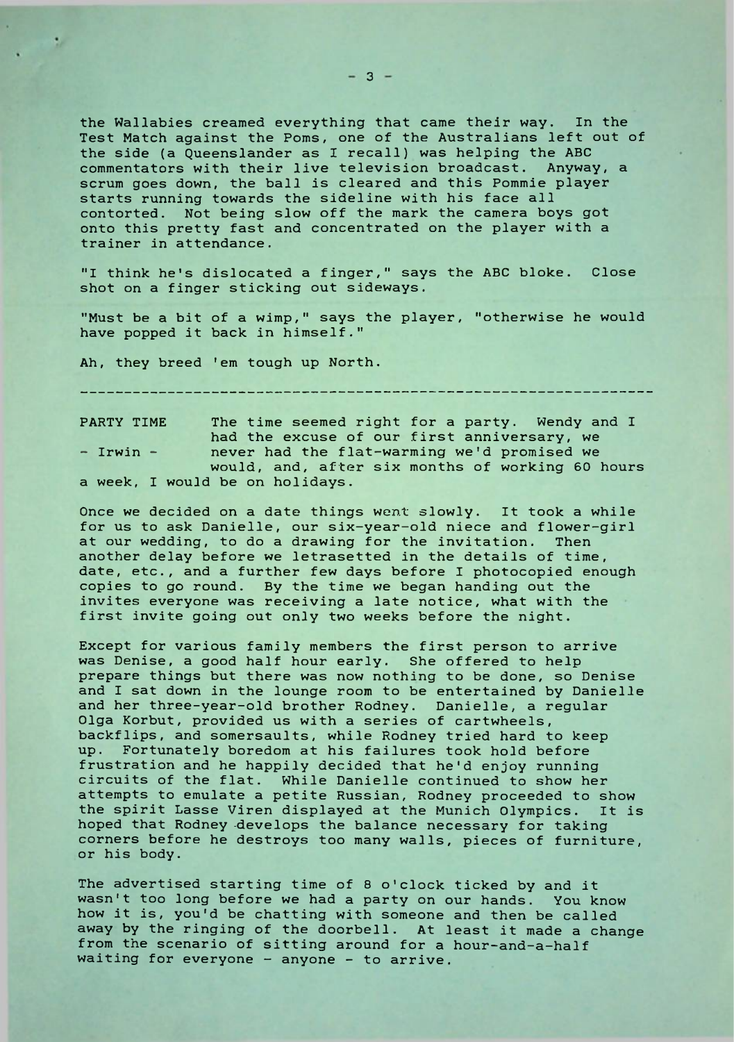the Wallabies creamed everything that came their way. In the Test Match against the Poms, one of the Australians left out of the side (a Queenslander as I recall) was helping the ABC commentators with their live television broadcast. Anyway, a scrum goes down, the ball is cleared and this Pommie player starts running towards the sideline with his face all contorted. Not being slow off the mark the camera boys got onto this pretty fast and concentrated on the player with a trainer in attendance.

"I think he's dislocated a finger," says the ABC bloke. Close shot on a finger sticking out sideways.

"Must be a bit of a wimp," says the player, "otherwise he would have popped it back in himself."

Ah, they breed 'em tough up North.

---

**PARTY TIME**

**- Irwin -**

The time seemed right for a party. Wendy and I had the excuse of our first anniversary, we never had the flat-warming we'd promised we would, and, after six months of working 60 hours a week, I would be on holidays.

Once we decided on a date things went slowly. It took a while for us to ask Danielle, our six-year-old niece and flower-girl at our wedding, to do a drawing for the invitation. Then another delay before we letrasetted in the details of time, date, etc., and a further few days before I photocopied enough copies to go round. By the time we began handing out the invites everyone was receiving a late notice, what with the first invite going out only two weeks before the night.

Except for various family members the first person to arrive was Denise, a good half hour early. She offered to help prepare things but there was now nothing to be done, so Denise and I sat down in the lounge room to be entertained by Danielle and her three-year-old brother Rodney. Danielle, a regular Olga Korbut, provided us with a series of cartwheels, backflips, and somersaults, while Rodney tried hard to keep up. Fortunately boredom at his failures took hold before frustration and he happily decided that he'd enjoy running circuits of the flat. While Danielle continued to show her attempts to emulate a petite Russian, Rodney proceeded to show the spirit Lasse Viren displayed at the Munich Olympics. It is hoped that Rodney develops the balance necessary for taking corners before he destroys too many walls, pieces of furniture, or his body.

The advertised starting time of 8 o'clock ticked by and it wasn't too long before we had a party on our hands. You know how it is, you'd be chatting with someone and then be called away by the ringing of the doorbell. At least it made a change from the scenario of sitting around for a hour-and-a-half waiting for everyone - anyone - to arrive.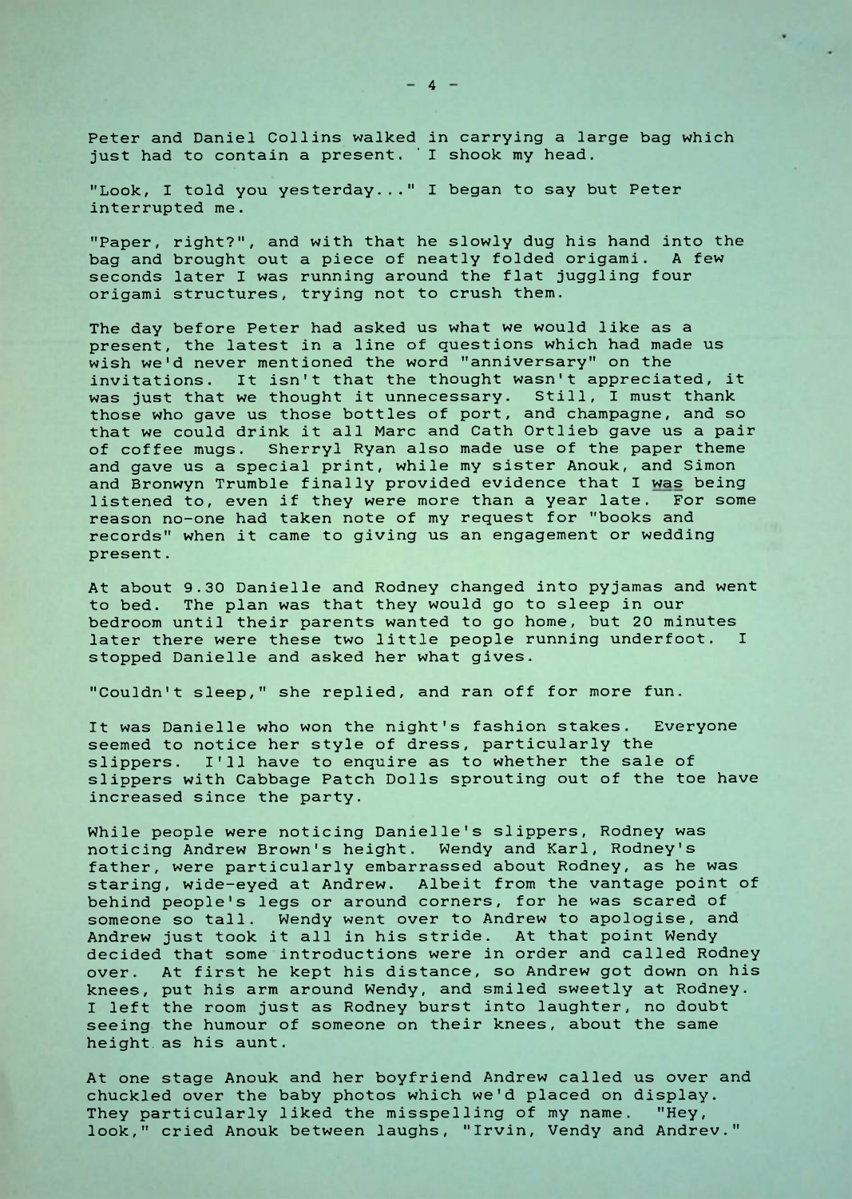Peter and Daniel Collins walked in carrying a large bag which just had to contain a present. I shook my head.

"Look, I told you yesterday..." I began to say but Peter interrupted me.

"Paper, right?", and with that he slowly dug his hand into the bag and brought out a piece of neatly folded origami. A few seconds later I was running around the flat juggling four origami structures, trying not to crush them.

The day before Peter had asked us what we would like as a present, the latest in a line of questions which had made us wish we'd never mentioned the word "anniversary" on the invitations. It isn't that the thought wasn't appreciated, it was just that we thought it unnecessary. Still, I must thank those who gave us those bottles of port, and champagne, and so that we could drink it all Marc and Cath Ortlieb gave us a pair of coffee mugs. Sherryl Ryan also made use of the paper theme and gave us a special print, while my sister Anouk, and Simon and Bronwyn Trumble finally provided evidence that I <u>was</u> being listened to, even if they were more than a year late. For some reason no-one had taken note of my request for "books and records" when it came to giving us an engagement or wedding present.

At about 9.30 Danielle and Rodney changed into pyjamas and went to bed. The plan was that they would go to sleep in our bedroom until their parents wanted to go home, but 20 minutes later there were these two little people running underfoot. I stopped Danielle and asked her what gives.

"Couldn't sleep," she replied, and ran off for more fun.

It was Danielle who won the night's fashion stakes. Everyone seemed to notice her style of dress, particularly the slippers. I'll have to enquire as to whether the sale of slippers with Cabbage Patch Dolls sprouting out of the toe have increased since the party.

While people were noticing Danielle's slippers, Rodney was noticing Andrew Brown's height. Wendy and Karl, Rodney's father, were particularly embarrassed about Rodney, as he was staring, wide-eyed at Andrew. Albeit from the vantage point of behind people's legs or around corners, for he was scared of someone so tall. Wendy went over to Andrew to apologise, and Andrew just took it all in his stride. At that point Wendy decided that some introductions were in order and called Rodney over. At first he kept his distance, so Andrew got down on his knees, put his arm around Wendy, and smiled sweetly at Rodney. I left the room just as Rodney burst into laughter, no doubt seeing the humour of someone on their knees, about the same height as his aunt.

At one stage Anouk and her boyfriend Andrew called us over and chuckled over the baby photos which we'd placed on display. They particularly liked the misspelling of my name. "Hey, look," cried Anouk between laughs, "Irvin, Vendy and Andrev."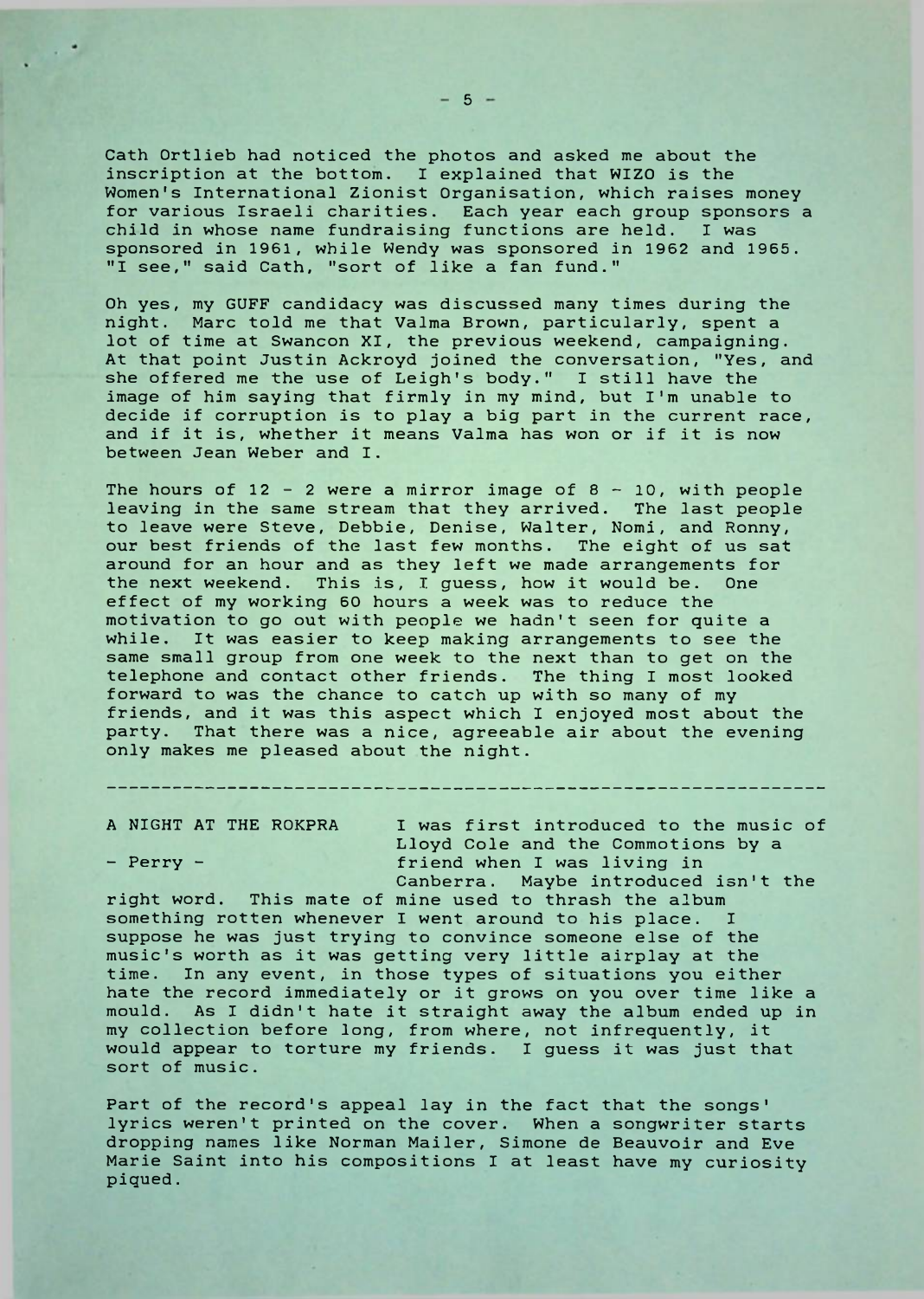Cath Ortlieb had noticed the photos and asked me about the inscription at the bottom. I explained that WIZO is the Women's International Zionist Organisation, which raises money for various Israeli charities. Each year each group sponsors a child in whose name fundraising functions are held. I was sponsored in 1961, while Wendy was sponsored in 1962 and 1965. "I see," said Cath, "sort of like a fan fund."

Oh yes, my GUFF candidacy was discussed many times during the night. Marc told me that Valma Brown, particularly, spent a lot of time at Swancon XI, the previous weekend, campaigning. At that point Justin Ackroyd joined the conversation, "Yes, and she offered me the use of Leigh's body." I still have the image of him saying that firmly in my mind, but I'm unable to decide if corruption is to play a big part in the current race, and if it is, whether it means Valma has won or if it is now between Jean Weber and I.

The hours of 12 - 2 were a mirror image of 8 - 10, with people leaving in the same stream that they arrived. The last people to leave were Steve, Debbie, Denise, Walter, Nomi, and Ronny, our best friends of the last few months. The eight of us sat around for an hour and as they left we made arrangements for the next weekend. This is, I guess, how it would be. One effect of my working 60 hours a week was to reduce the motivation to go out with people we hadn't seen for quite a while. It was easier to keep making arrangements to see the same small group from one week to the next than to get on the telephone and contact other friends. The thing I most looked forward to was the chance to catch up with so many of my friends, and it was this aspect which I enjoyed most about the party. That there was a nice, agreeable air about the evening only makes me pleased about the night.

---

## A NIGHT AT THE ROKPRA

**- Perry -**

I was first introduced to the music of Lloyd Cole and the Commotions by a friend when I was living in Canberra. Maybe introduced isn't the right word. This mate of mine used to thrash the album something rotten whenever I went around to his place. I suppose he was just trying to convince someone else of the music's worth as it was getting very little airplay at the time. In any event, in those types of situations you either hate the record immediately or it grows on you over time like a mould. As I didn't hate it straight away the album ended up in my collection before long, from where, not infrequently, it would appear to torture my friends. I guess it was just that sort of music.

Part of the record's appeal lay in the fact that the songs' lyrics weren't printed on the cover. When a songwriter starts dropping names like Norman Mailer, Simone de Beauvoir and Eve Marie Saint into his compositions I at least have my curiosity piqued.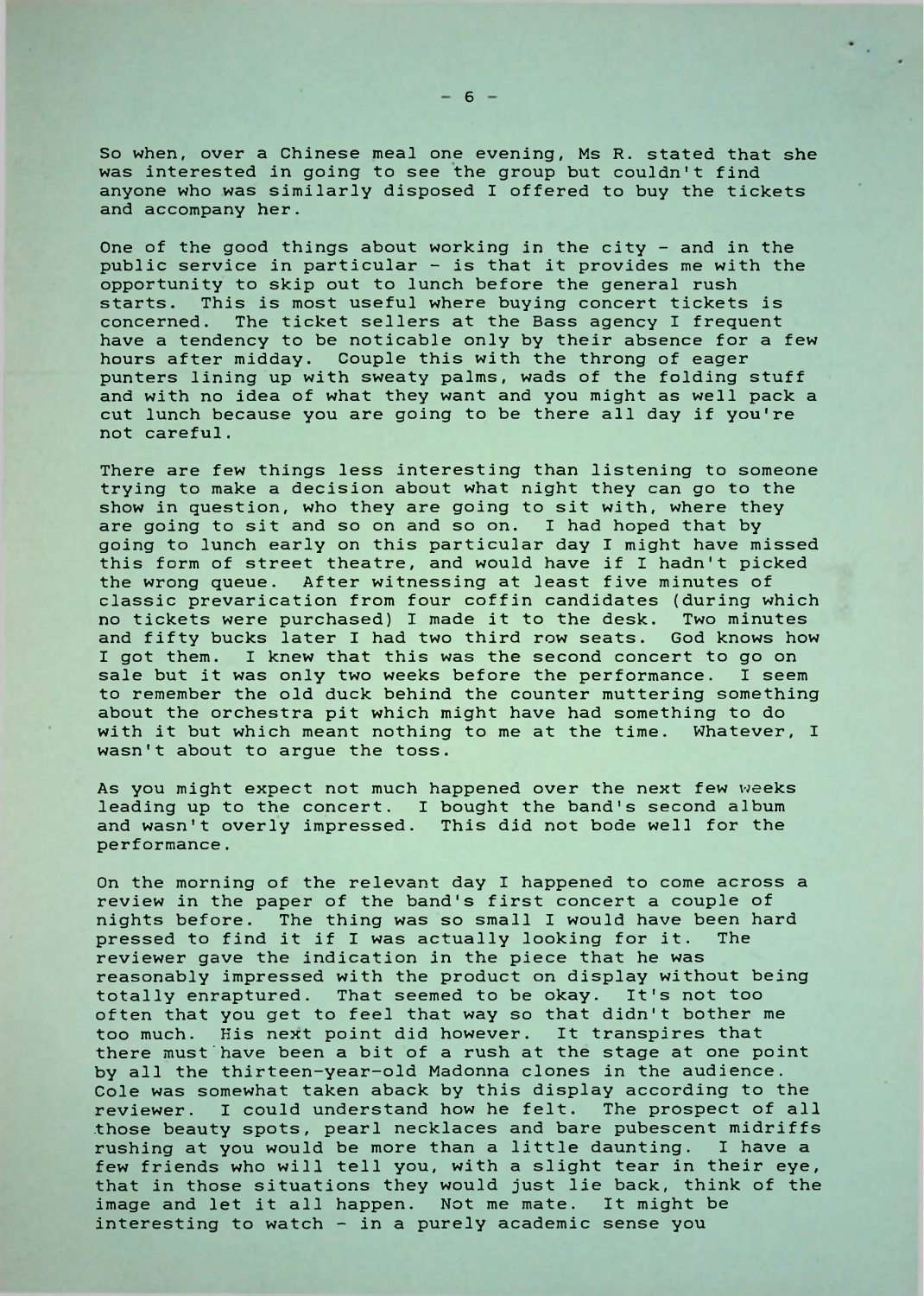So when, over a Chinese meal one evening, Ms R. stated that she was interested in going to see the group but couldn't find anyone who was similarly disposed I offered to buy the tickets and accompany her.

One of the good things about working in the city - and in the public service in particular - is that it provides me with the opportunity to skip out to lunch before the general rush starts. This is most useful where buying concert tickets is concerned. The ticket sellers at the Bass agency I frequent have a tendency to be noticable only by their absence for a few hours after midday. Couple this with the throng of eager punters lining up with sweaty palms, wads of the folding stuff and with no idea of what they want and you might as well pack a cut lunch because you are going to be there all day if you're not careful.

There are few things less interesting than listening to someone trying to make a decision about what night they can go to the show in question, who they are going to sit with, where they are going to sit and so on and so on. I had hoped that by going to lunch early on this particular day I might have missed this form of street theatre, and would have if I hadn't picked the wrong queue. After witnessing at least five minutes of classic prevarication from four coffin candidates (during which no tickets were purchased) I made it to the desk. Two minutes and fifty bucks later I had two third row seats. God knows how I got them. I knew that this was the second concert to go on sale but it was only two weeks before the performance. I seem to remember the old duck behind the counter muttering something about the orchestra pit which might have had something to do with it but which meant nothing to me at the time. Whatever, I wasn't about to argue the toss.

As you might expect not much happened over the next few weeks leading up to the concert. I bought the band's second album and wasn't overly impressed. This did not bode well for the performance.

On the morning of the relevant day I happened to come across a review in the paper of the band's first concert a couple of nights before. The thing was so small I would have been hard pressed to find it if I was actually looking for it. The reviewer gave the indication in the piece that he was reasonably impressed with the product on display without being totally enraptured. That seemed to be okay. It's not too often that you get to feel that way so that didn't bother me too much. His next point did however. It transpires that there must have been a bit of a rush at the stage at one point by all the thirteen-year-old Madonna clones in the audience. Cole was somewhat taken aback by this display according to the reviewer. I could understand how he felt. The prospect of all those beauty spots, pearl necklaces and bare pubescent midriffs rushing at you would be more than a little daunting. I have a few friends who will tell you, with a slight tear in their eye, that in those situations they would just lie back, think of the image and let it all happen. Not me mate. It might be interesting to watch - in a purely academic sense you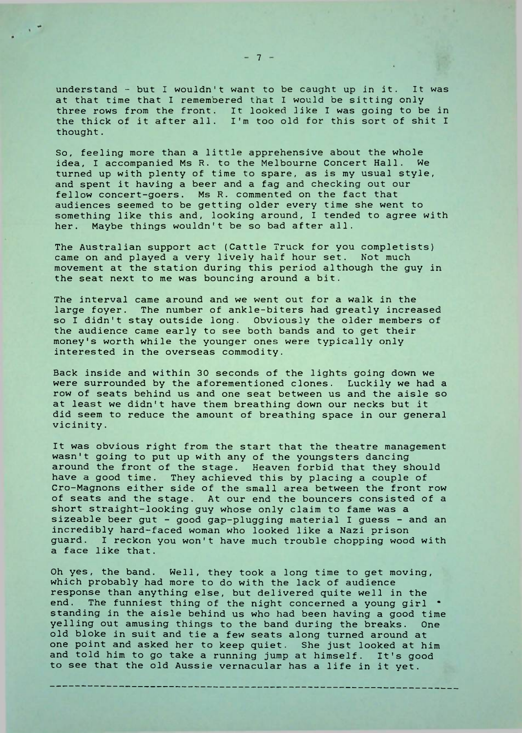understand - but I wouldn't want to be caught up in it. It was at that time that I remembered that I would be sitting only three rows from the front. It looked like I was going to be in the thick of it after all. I'm too old for this sort of shit I thought.

So, feeling more than a little apprehensive about the whole idea, I accompanied Ms R. to the Melbourne Concert Hall. We turned up with plenty of time to spare, as is my usual style, and spent it having a beer and a fag and checking out our fellow concert-goers. Ms R. commented on the fact that audiences seemed to be getting older every time she went to something like this and, looking around, I tended to agree with her. Maybe things wouldn't be so bad after all.

The Australian support act (Cattle Truck for you completists) came on and played a very lively half hour set. Not much movement at the station during this period although the guy in the seat next to me was bouncing around a bit.

The interval came around and we went out for a walk in the large foyer. The number of ankle-biters had greatly increased so I didn't stay outside long. Obviously the older members of the audience came early to see both bands and to get their money's worth while the younger ones were typically only interested in the overseas commodity.

Back inside and within 30 seconds of the lights going down we were surrounded by the aforementioned clones. Luckily we had a row of seats behind us and one seat between us and the aisle so at least we didn't have them breathing down our necks but it did seem to reduce the amount of breathing space in our general vicinity.

It was obvious right from the start that the theatre management wasn't going to put up with any of the youngsters dancing around the front of the stage. Heaven forbid that they should have a good time. They achieved this by placing a couple of Cro-Magnons either side of the small area between the front row of seats and the stage. At our end the bouncers consisted of a short straight-looking guy whose only claim to fame was a sizeable beer gut - good gap-plugging material I guess - and an incredibly hard-faced woman who looked like a Nazi prison guard. I reckon you won't have much trouble chopping wood with a face like that.

Oh yes, the band. Well, they took a long time to get moving, which probably had more to do with the lack of audience response than anything else, but delivered quite well in the end. The funniest thing of the night concerned a young girl standing in the aisle behind us who had been having a good time yelling out amusing things to the band during the breaks. One old bloke in suit and tie a few seats along turned around at one point and asked her to keep quiet. She just looked at him and told him to go take a running jump at himself. It's good to see that the old Aussie vernacular has a life in it yet.

---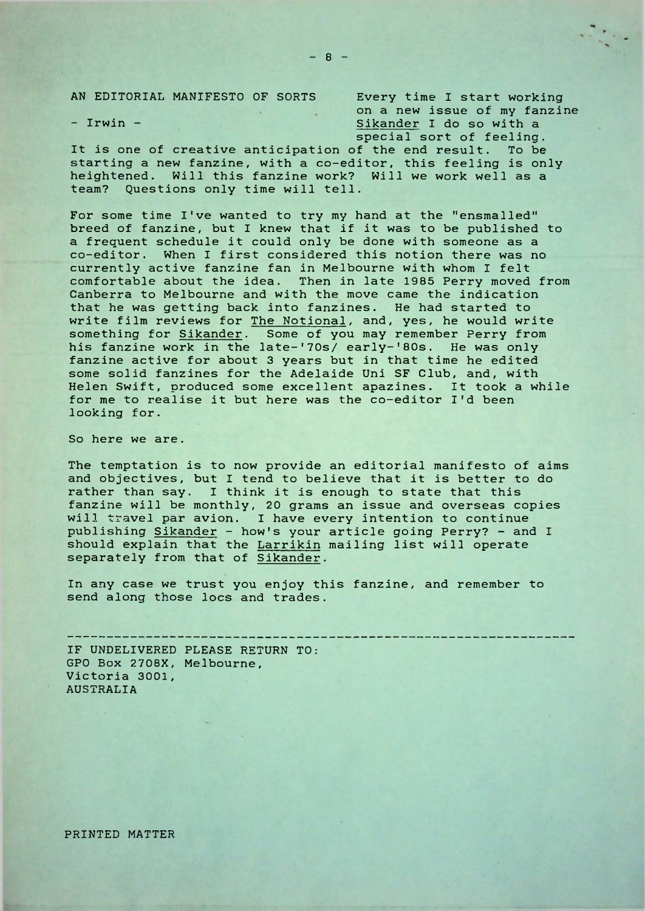## AN EDITORIAL MANIFESTO OF SORTS

\- Irwin -

Every time I start working on a new issue of my fanzine _Sikander_ I do so with a special sort of feeling. It is one of creative anticipation of the end result. To be starting a new fanzine, with a co-editor, this feeling is only heightened. Will this fanzine work? Will we work well as a team? Questions only time will tell.

For some time I've wanted to try my hand at the "ensmalled" breed of fanzine, but I knew that if it was to be published to a frequent schedule it could only be done with someone as a co-editor. When I first considered this notion there was no currently active fanzine fan in Melbourne with whom I felt comfortable about the idea. Then in late 1985 Perry moved from Canberra to Melbourne and with the move came the indication that he was getting back into fanzines. He had started to write film reviews for _The Notional_, and, yes, he would write something for _Sikander_. Some of you may remember Perry from his fanzine work in the late-'70s/ early-'80s. He was only fanzine active for about 3 years but in that time he edited some solid fanzines for the Adelaide Uni SF Club, and, with Helen Swift, produced some excellent apazines. It took a while for me to realise it but here was the co-editor I'd been looking for.

So here we are.

The temptation is to now provide an editorial manifesto of aims and objectives, but I tend to believe that it is better to do rather than say. I think it is enough to state that this fanzine will be monthly, 20 grams an issue and overseas copies will travel par avion. I have every intention to continue publishing _Sikander_ - how's your article going Perry? - and I should explain that the _Larrikin_ mailing list will operate separately from that of _Sikander_.

In any case we trust you enjoy this fanzine, and remember to send along those locs and trades.

---

IF UNDELIVERED PLEASE RETURN TO:
GPO Box 2708X, Melbourne,
Victoria 3001,
AUSTRALIA

PRINTED MATTER